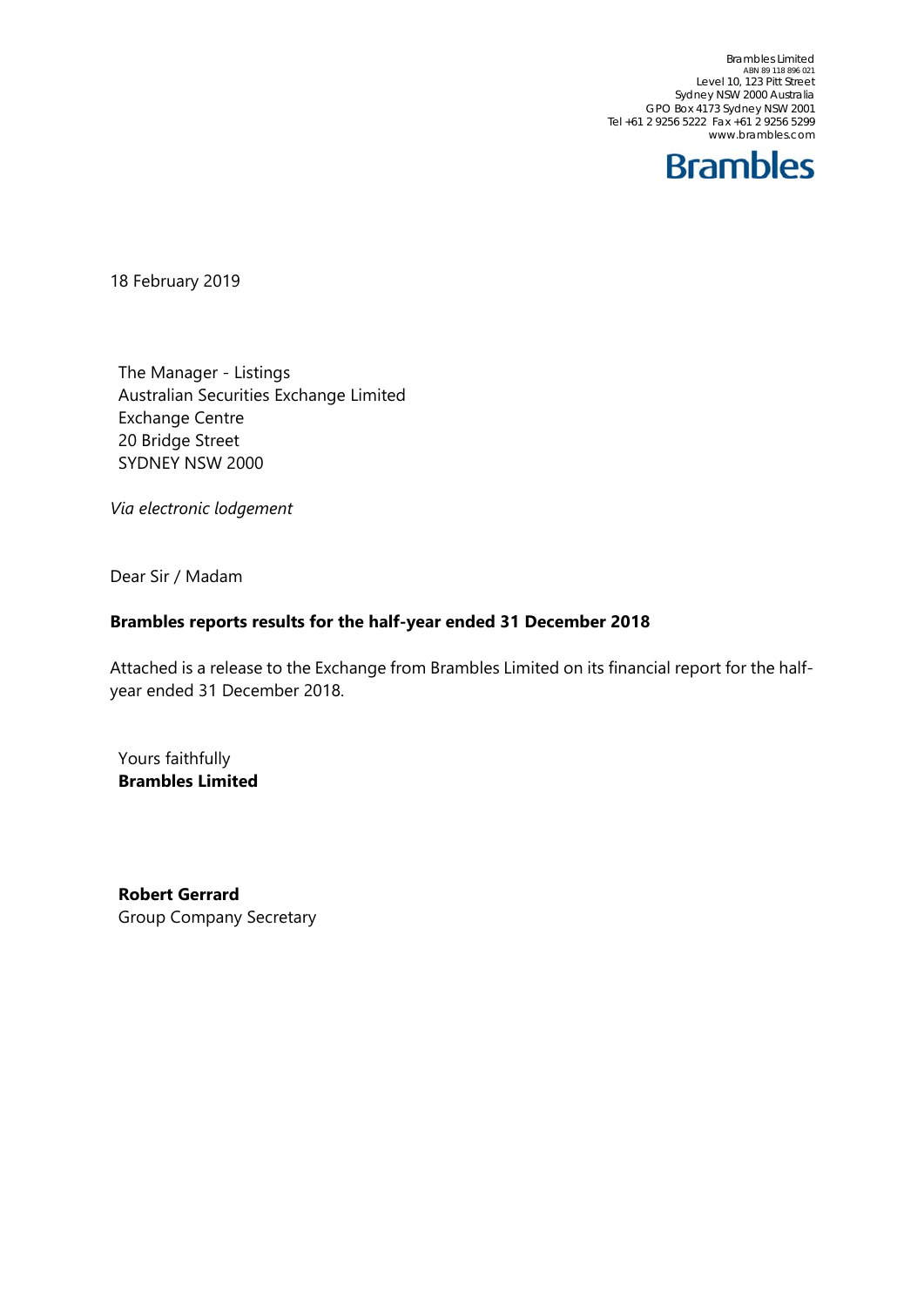Brambles Limited
ABN 89 118 896 021
Level 10, 123 Pitt Street
Sydney NSW 2000 Australia
GPO Box 4173 Sydney NSW 2001
Tel +61 2 9256 5222 Fax +61 2 9256 5299
www.brambles.com

**Brambles**

18 February 2019

The Manager - Listings
Australian Securities Exchange Limited
Exchange Centre
20 Bridge Street
SYDNEY NSW 2000

*Via electronic lodgement*

Dear Sir / Madam

**Brambles reports results for the half-year ended 31 December 2018**

Attached is a release to the Exchange from Brambles Limited on its financial report for the half-year ended 31 December 2018.

Yours faithfully
**Brambles Limited**

**Robert Gerrard**
Group Company Secretary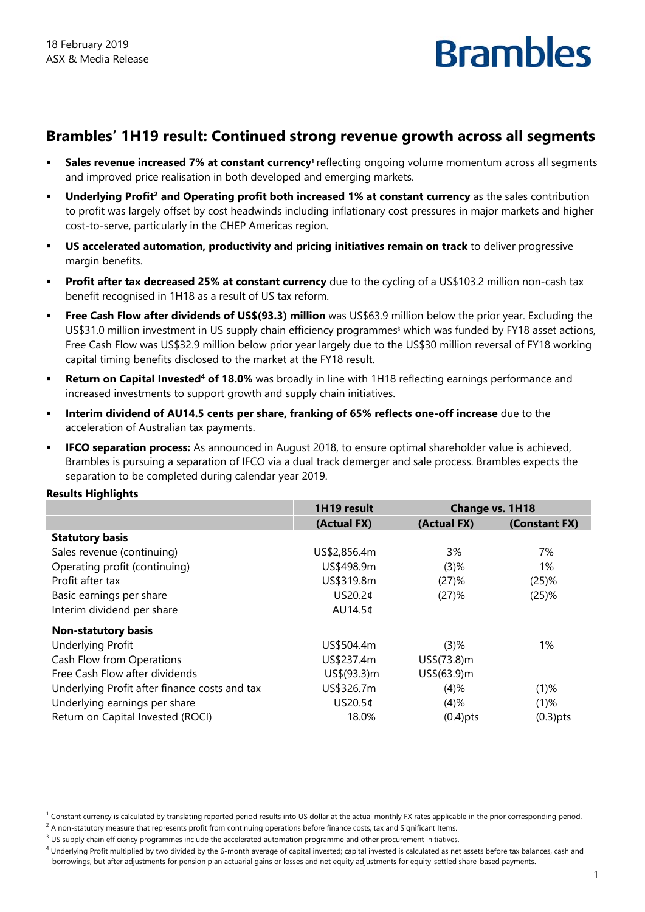18 February 2019
ASX & Media Release

Brambles

## Brambles' 1H19 result: Continued strong revenue growth across all segments

- **Sales revenue increased 7% at constant currency**[1] reflecting ongoing volume momentum across all segments and improved price realisation in both developed and emerging markets.
- **Underlying Profit[2] and Operating profit both increased 1% at constant currency** as the sales contribution to profit was largely offset by cost headwinds including inflationary cost pressures in major markets and higher cost-to-serve, particularly in the CHEP Americas region.
- **US accelerated automation, productivity and pricing initiatives remain on track** to deliver progressive margin benefits.
- **Profit after tax decreased 25% at constant currency** due to the cycling of a US$103.2 million non-cash tax benefit recognised in 1H18 as a result of US tax reform.
- **Free Cash Flow after dividends of US$(93.3) million** was US$63.9 million below the prior year. Excluding the US$31.0 million investment in US supply chain efficiency programmes[3] which was funded by FY18 asset actions, Free Cash Flow was US$32.9 million below prior year largely due to the US$30 million reversal of FY18 working capital timing benefits disclosed to the market at the FY18 result.
- **Return on Capital Invested[4] of 18.0%** was broadly in line with 1H18 reflecting earnings performance and increased investments to support growth and supply chain initiatives.
- **Interim dividend of AU14.5 cents per share, franking of 65% reflects one-off increase** due to the acceleration of Australian tax payments.
- **IFCO separation process:** As announced in August 2018, to ensure optimal shareholder value is achieved, Brambles is pursuing a separation of IFCO via a dual track demerger and sale process. Brambles expects the separation to be completed during calendar year 2019.

**Results Highlights**

| | 1H19 result | Change vs. 1H18 | |
|---|---|---|---|
| | (Actual FX) | (Actual FX) | (Constant FX) |
| **Statutory basis** | | | |
| Sales revenue (continuing) | US$2,856.4m | 3% | 7% |
| Operating profit (continuing) | US$498.9m | (3)% | 1% |
| Profit after tax | US$319.8m | (27)% | (25)% |
| Basic earnings per share | US20.2¢ | (27)% | (25)% |
| Interim dividend per share | AU14.5¢ | | |
| **Non-statutory basis** | | | |
| Underlying Profit | US$504.4m | (3)% | 1% |
| Cash Flow from Operations | US$237.4m | US$(73.8)m | |
| Free Cash Flow after dividends | US$(93.3)m | US$(63.9)m | |
| Underlying Profit after finance costs and tax | US$326.7m | (4)% | (1)% |
| Underlying earnings per share | US20.5¢ | (4)% | (1)% |
| Return on Capital Invested (ROCI) | 18.0% | (0.4)pts | (0.3)pts |

[1] Constant currency is calculated by translating reported period results into US dollar at the actual monthly FX rates applicable in the prior corresponding period.
[2] A non-statutory measure that represents profit from continuing operations before finance costs, tax and Significant Items.
[3] US supply chain efficiency programmes include the accelerated automation programme and other procurement initiatives.
[4] Underlying Profit multiplied by two divided by the 6-month average of capital invested; capital invested is calculated as net assets before tax balances, cash and borrowings, but after adjustments for pension plan actuarial gains or losses and net equity adjustments for equity-settled share-based payments.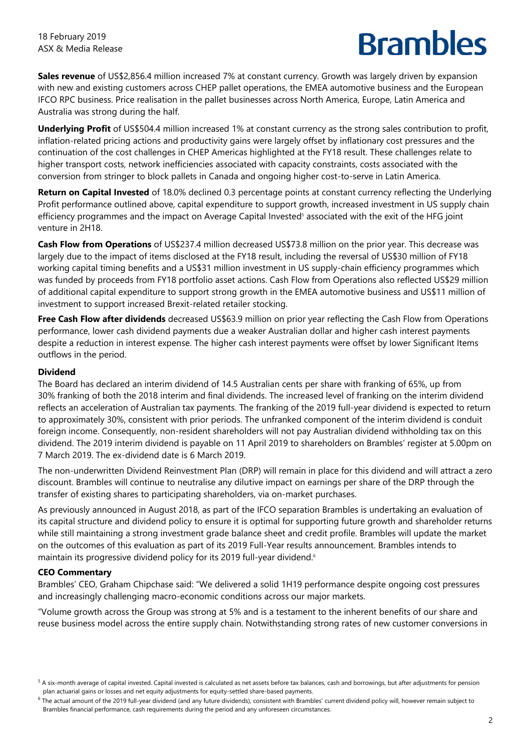**Sales revenue** of US$2,856.4 million increased 7% at constant currency. Growth was largely driven by expansion with new and existing customers across CHEP pallet operations, the EMEA automotive business and the European IFCO RPC business. Price realisation in the pallet businesses across North America, Europe, Latin America and Australia was strong during the half.

**Underlying Profit** of US$504.4 million increased 1% at constant currency as the strong sales contribution to profit, inflation-related pricing actions and productivity gains were largely offset by inflationary cost pressures and the continuation of the cost challenges in CHEP Americas highlighted at the FY18 result. These challenges relate to higher transport costs, network inefficiencies associated with capacity constraints, costs associated with the conversion from stringer to block pallets in Canada and ongoing higher cost-to-serve in Latin America.

**Return on Capital Invested** of 18.0% declined 0.3 percentage points at constant currency reflecting the Underlying Profit performance outlined above, capital expenditure to support growth, increased investment in US supply chain efficiency programmes and the impact on Average Capital Invested[5] associated with the exit of the HFG joint venture in 2H18.

**Cash Flow from Operations** of US$237.4 million decreased US$73.8 million on the prior year. This decrease was largely due to the impact of items disclosed at the FY18 result, including the reversal of US$30 million of FY18 working capital timing benefits and a US$31 million investment in US supply-chain efficiency programmes which was funded by proceeds from FY18 portfolio asset actions. Cash Flow from Operations also reflected US$29 million of additional capital expenditure to support strong growth in the EMEA automotive business and US$11 million of investment to support increased Brexit-related retailer stocking.

**Free Cash Flow after dividends** decreased US$63.9 million on prior year reflecting the Cash Flow from Operations performance, lower cash dividend payments due a weaker Australian dollar and higher cash interest payments despite a reduction in interest expense. The higher cash interest payments were offset by lower Significant Items outflows in the period.

**Dividend**

The Board has declared an interim dividend of 14.5 Australian cents per share with franking of 65%, up from 30% franking of both the 2018 interim and final dividends. The increased level of franking on the interim dividend reflects an acceleration of Australian tax payments. The franking of the 2019 full-year dividend is expected to return to approximately 30%, consistent with prior periods. The unfranked component of the interim dividend is conduit foreign income. Consequently, non-resident shareholders will not pay Australian dividend withholding tax on this dividend. The 2019 interim dividend is payable on 11 April 2019 to shareholders on Brambles' register at 5.00pm on 7 March 2019. The ex-dividend date is 6 March 2019.

The non-underwritten Dividend Reinvestment Plan (DRP) will remain in place for this dividend and will attract a zero discount. Brambles will continue to neutralise any dilutive impact on earnings per share of the DRP through the transfer of existing shares to participating shareholders, via on-market purchases.

As previously announced in August 2018, as part of the IFCO separation Brambles is undertaking an evaluation of its capital structure and dividend policy to ensure it is optimal for supporting future growth and shareholder returns while still maintaining a strong investment grade balance sheet and credit profile. Brambles will update the market on the outcomes of this evaluation as part of its 2019 Full-Year results announcement. Brambles intends to maintain its progressive dividend policy for its 2019 full-year dividend.[6]

**CEO Commentary**

Brambles' CEO, Graham Chipchase said: "We delivered a solid 1H19 performance despite ongoing cost pressures and increasingly challenging macro-economic conditions across our major markets.

"Volume growth across the Group was strong at 5% and is a testament to the inherent benefits of our share and reuse business model across the entire supply chain. Notwithstanding strong rates of new customer conversions in

[5] A six-month average of capital invested. Capital invested is calculated as net assets before tax balances, cash and borrowings, but after adjustments for pension plan actuarial gains or losses and net equity adjustments for equity-settled share-based payments.

[6] The actual amount of the 2019 full-year dividend (and any future dividends), consistent with Brambles' current dividend policy will, however remain subject to Brambles financial performance, cash requirements during the period and any unforeseen circumstances.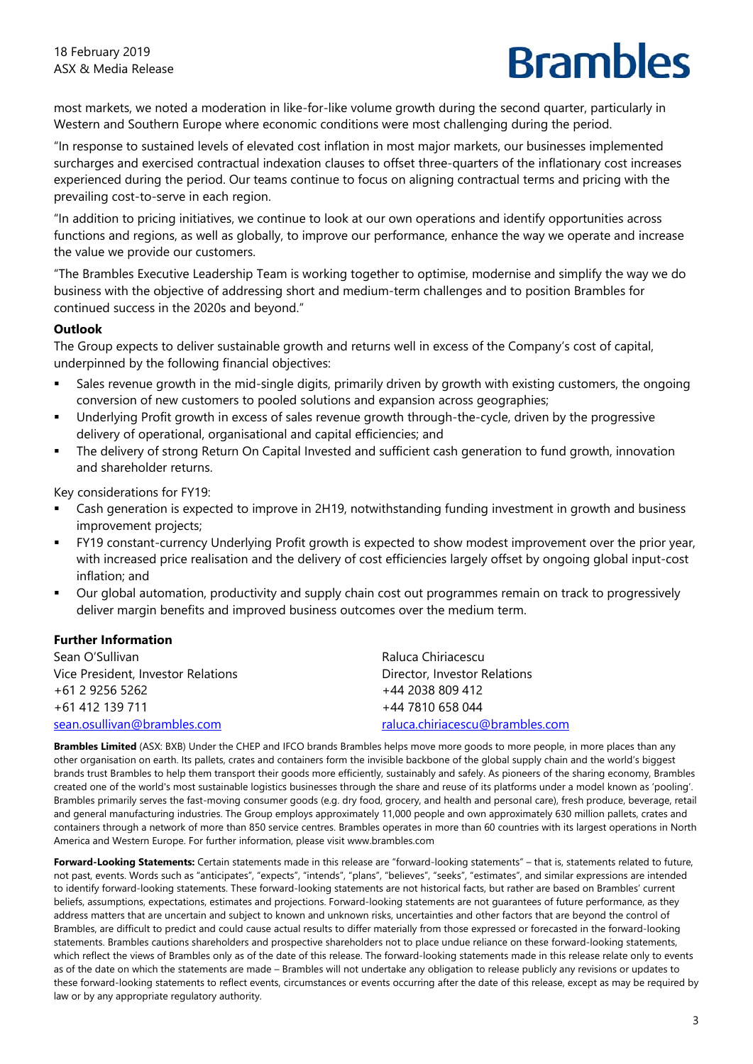most markets, we noted a moderation in like-for-like volume growth during the second quarter, particularly in Western and Southern Europe where economic conditions were most challenging during the period.

"In response to sustained levels of elevated cost inflation in most major markets, our businesses implemented surcharges and exercised contractual indexation clauses to offset three-quarters of the inflationary cost increases experienced during the period. Our teams continue to focus on aligning contractual terms and pricing with the prevailing cost-to-serve in each region.

"In addition to pricing initiatives, we continue to look at our own operations and identify opportunities across functions and regions, as well as globally, to improve our performance, enhance the way we operate and increase the value we provide our customers.

"The Brambles Executive Leadership Team is working together to optimise, modernise and simplify the way we do business with the objective of addressing short and medium-term challenges and to position Brambles for continued success in the 2020s and beyond."

**Outlook**

The Group expects to deliver sustainable growth and returns well in excess of the Company's cost of capital, underpinned by the following financial objectives:

- Sales revenue growth in the mid-single digits, primarily driven by growth with existing customers, the ongoing conversion of new customers to pooled solutions and expansion across geographies;
- Underlying Profit growth in excess of sales revenue growth through-the-cycle, driven by the progressive delivery of operational, organisational and capital efficiencies; and
- The delivery of strong Return On Capital Invested and sufficient cash generation to fund growth, innovation and shareholder returns.

Key considerations for FY19:

- Cash generation is expected to improve in 2H19, notwithstanding funding investment in growth and business improvement projects;
- FY19 constant-currency Underlying Profit growth is expected to show modest improvement over the prior year, with increased price realisation and the delivery of cost efficiencies largely offset by ongoing global input-cost inflation; and
- Our global automation, productivity and supply chain cost out programmes remain on track to progressively deliver margin benefits and improved business outcomes over the medium term.

**Further Information**

Sean O'Sullivan
Vice President, Investor Relations
+61 2 9256 5262
+61 412 139 711
sean.osullivan@brambles.com

Raluca Chiriacescu
Director, Investor Relations
+44 2038 809 412
+44 7810 658 044
raluca.chiriacescu@brambles.com

**Brambles Limited** (ASX: BXB) Under the CHEP and IFCO brands Brambles helps move more goods to more people, in more places than any other organisation on earth. Its pallets, crates and containers form the invisible backbone of the global supply chain and the world's biggest brands trust Brambles to help them transport their goods more efficiently, sustainably and safely. As pioneers of the sharing economy, Brambles created one of the world's most sustainable logistics businesses through the share and reuse of its platforms under a model known as 'pooling'. Brambles primarily serves the fast-moving consumer goods (e.g. dry food, grocery, and health and personal care), fresh produce, beverage, retail and general manufacturing industries. The Group employs approximately 11,000 people and own approximately 630 million pallets, crates and containers through a network of more than 850 service centres. Brambles operates in more than 60 countries with its largest operations in North America and Western Europe. For further information, please visit www.brambles.com

**Forward-Looking Statements:** Certain statements made in this release are "forward-looking statements" – that is, statements related to future, not past, events. Words such as "anticipates", "expects", "intends", "plans", "believes", "seeks", "estimates", and similar expressions are intended to identify forward-looking statements. These forward-looking statements are not historical facts, but rather are based on Brambles' current beliefs, assumptions, expectations, estimates and projections. Forward-looking statements are not guarantees of future performance, as they address matters that are uncertain and subject to known and unknown risks, uncertainties and other factors that are beyond the control of Brambles, are difficult to predict and could cause actual results to differ materially from those expressed or forecasted in the forward-looking statements. Brambles cautions shareholders and prospective shareholders not to place undue reliance on these forward-looking statements, which reflect the views of Brambles only as of the date of this release. The forward-looking statements made in this release relate only to events as of the date on which the statements are made – Brambles will not undertake any obligation to release publicly any revisions or updates to these forward-looking statements to reflect events, circumstances or events occurring after the date of this release, except as may be required by law or by any appropriate regulatory authority.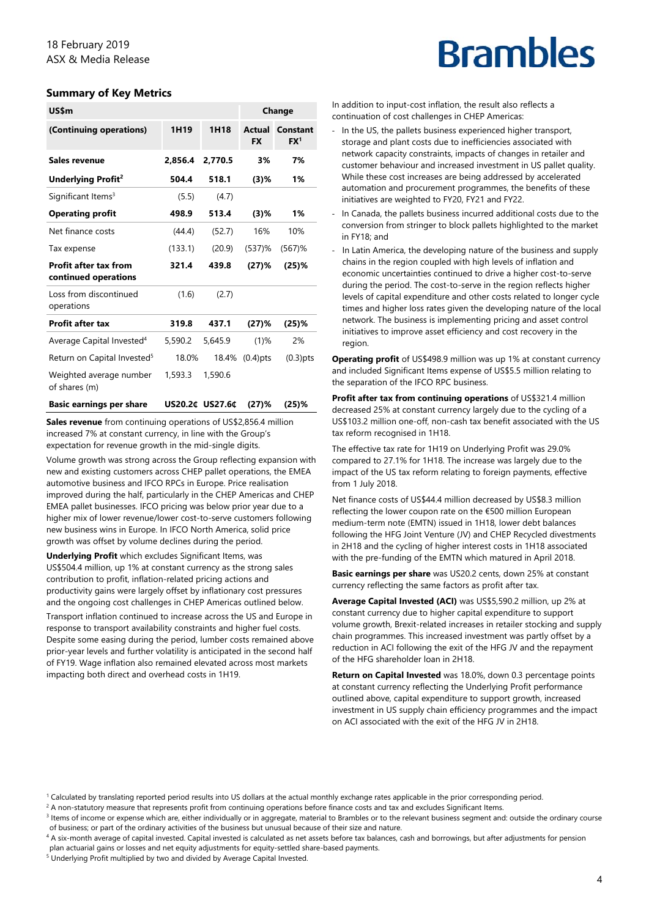18 February 2019
ASX & Media Release

Brambles

## Summary of Key Metrics

| US$m | | | Change | |
|---|---|---|---|---|
| (Continuing operations) | 1H19 | 1H18 | Actual FX | Constant FX[1] |
| **Sales revenue** | **2,856.4** | **2,770.5** | **3%** | **7%** |
| **Underlying Profit[2]** | **504.4** | **518.1** | **(3)%** | **1%** |
| Significant Items[3] | (5.5) | (4.7) | | |
| **Operating profit** | **498.9** | **513.4** | **(3)%** | **1%** |
| Net finance costs | (44.4) | (52.7) | 16% | 10% |
| Tax expense | (133.1) | (20.9) | (537)% | (567)% |
| **Profit after tax from continued operations** | **321.4** | **439.8** | **(27)%** | **(25)%** |
| Loss from discontinued operations | (1.6) | (2.7) | | |
| **Profit after tax** | **319.8** | **437.1** | **(27)%** | **(25)%** |
| Average Capital Invested[4] | 5,590.2 | 5,645.9 | (1)% | 2% |
| Return on Capital Invested[5] | 18.0% | 18.4% | (0.4)pts | (0.3)pts |
| Weighted average number of shares (m) | 1,593.3 | 1,590.6 | | |
| **Basic earnings per share** | **US20.2¢** | **US27.6¢** | **(27)%** | **(25)%** |

**Sales revenue** from continuing operations of US$2,856.4 million increased 7% at constant currency, in line with the Group's expectation for revenue growth in the mid-single digits.

Volume growth was strong across the Group reflecting expansion with new and existing customers across CHEP pallet operations, the EMEA automotive business and IFCO RPCs in Europe. Price realisation improved during the half, particularly in the CHEP Americas and CHEP EMEA pallet businesses. IFCO pricing was below prior year due to a higher mix of lower revenue/lower cost-to-serve customers following new business wins in Europe. In IFCO North America, solid price growth was offset by volume declines during the period.

**Underlying Profit** which excludes Significant Items, was US$504.4 million, up 1% at constant currency as the strong sales contribution to profit, inflation-related pricing actions and productivity gains were largely offset by inflationary cost pressures and the ongoing cost challenges in CHEP Americas outlined below.

Transport inflation continued to increase across the US and Europe in response to transport availability constraints and higher fuel costs. Despite some easing during the period, lumber costs remained above prior-year levels and further volatility is anticipated in the second half of FY19. Wage inflation also remained elevated across most markets impacting both direct and overhead costs in 1H19.

In addition to input-cost inflation, the result also reflects a continuation of cost challenges in CHEP Americas:

- In the US, the pallets business experienced higher transport, storage and plant costs due to inefficiencies associated with network capacity constraints, impacts of changes in retailer and customer behaviour and increased investment in US pallet quality. While these cost increases are being addressed by accelerated automation and procurement programmes, the benefits of these initiatives are weighted to FY20, FY21 and FY22.
- In Canada, the pallets business incurred additional costs due to the conversion from stringer to block pallets highlighted to the market in FY18; and
- In Latin America, the developing nature of the business and supply chains in the region coupled with high levels of inflation and economic uncertainties continued to drive a higher cost-to-serve during the period. The cost-to-serve in the region reflects higher levels of capital expenditure and other costs related to longer cycle times and higher loss rates given the developing nature of the local network. The business is implementing pricing and asset control initiatives to improve asset efficiency and cost recovery in the region.

**Operating profit** of US$498.9 million was up 1% at constant currency and included Significant Items expense of US$5.5 million relating to the separation of the IFCO RPC business.

**Profit after tax from continuing operations** of US$321.4 million decreased 25% at constant currency largely due to the cycling of a US$103.2 million one-off, non-cash tax benefit associated with the US tax reform recognised in 1H18.

The effective tax rate for 1H19 on Underlying Profit was 29.0% compared to 27.1% for 1H18. The increase was largely due to the impact of the US tax reform relating to foreign payments, effective from 1 July 2018.

Net finance costs of US$44.4 million decreased by US$8.3 million reflecting the lower coupon rate on the €500 million European medium-term note (EMTN) issued in 1H18, lower debt balances following the HFG Joint Venture (JV) and CHEP Recycled divestments in 2H18 and the cycling of higher interest costs in 1H18 associated with the pre-funding of the EMTN which matured in April 2018.

**Basic earnings per share** was US20.2 cents, down 25% at constant currency reflecting the same factors as profit after tax.

**Average Capital Invested (ACI)** was US$5,590.2 million, up 2% at constant currency due to higher capital expenditure to support volume growth, Brexit-related increases in retailer stocking and supply chain programmes. This increased investment was partly offset by a reduction in ACI following the exit of the HFG JV and the repayment of the HFG shareholder loan in 2H18.

**Return on Capital Invested** was 18.0%, down 0.3 percentage points at constant currency reflecting the Underlying Profit performance outlined above, capital expenditure to support growth, increased investment in US supply chain efficiency programmes and the impact on ACI associated with the exit of the HFG JV in 2H18.

[1] Calculated by translating reported period results into US dollars at the actual monthly exchange rates applicable in the prior corresponding period.
[2] A non-statutory measure that represents profit from continuing operations before finance costs and tax and excludes Significant Items.
[3] Items of income or expense which are, either individually or in aggregate, material to Brambles or to the relevant business segment and: outside the ordinary course of business; or part of the ordinary activities of the business but unusual because of their size and nature.
[4] A six-month average of capital invested. Capital invested is calculated as net assets before tax balances, cash and borrowings, but after adjustments for pension plan actuarial gains or losses and net equity adjustments for equity-settled share-based payments.
[5] Underlying Profit multiplied by two and divided by Average Capital Invested.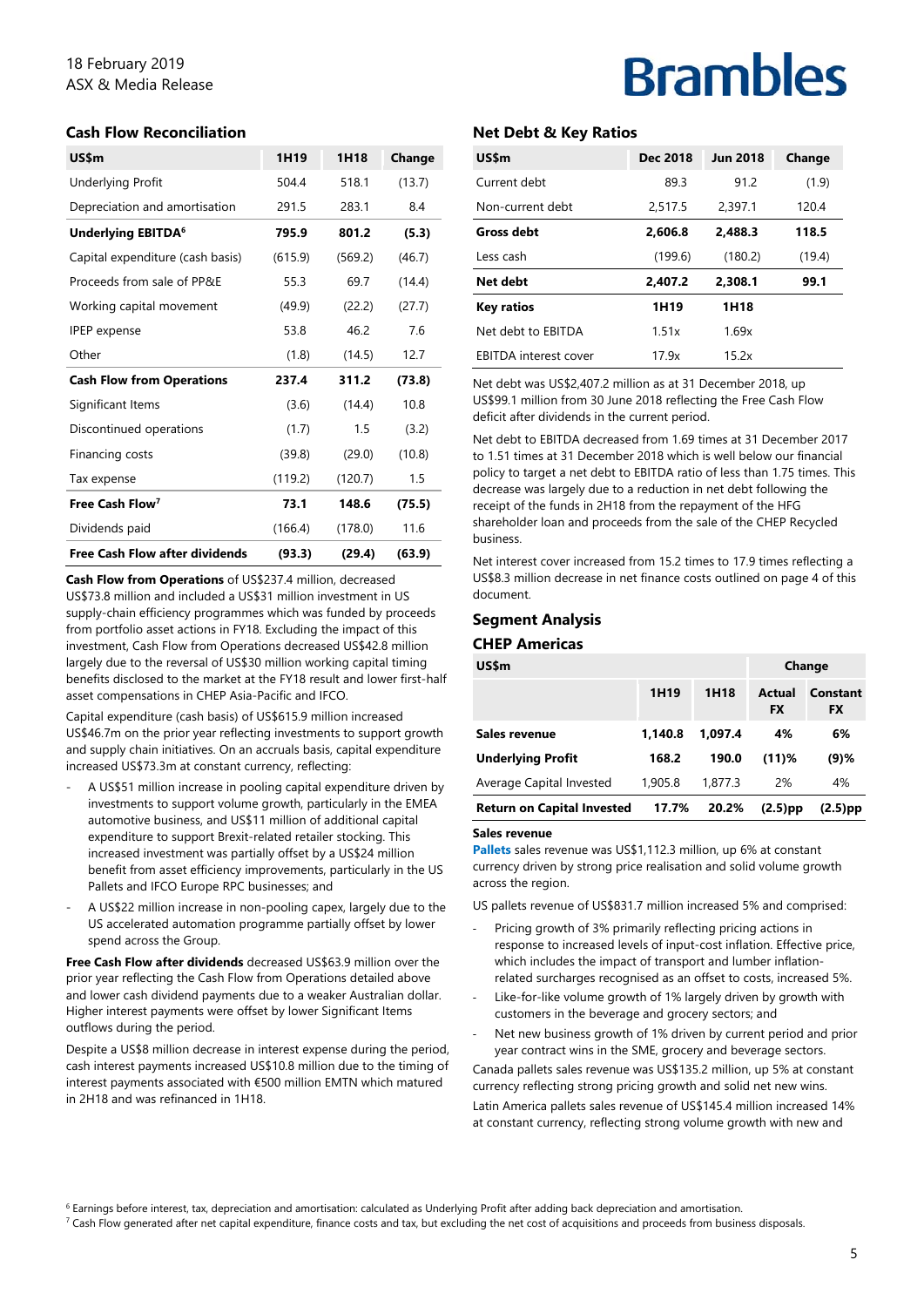## Cash Flow Reconciliation

| US$m | 1H19 | 1H18 | Change |
|---|---|---|---|
| Underlying Profit | 504.4 | 518.1 | (13.7) |
| Depreciation and amortisation | 291.5 | 283.1 | 8.4 |
| **Underlying EBITDA[6]** | **795.9** | **801.2** | **(5.3)** |
| Capital expenditure (cash basis) | (615.9) | (569.2) | (46.7) |
| Proceeds from sale of PP&E | 55.3 | 69.7 | (14.4) |
| Working capital movement | (49.9) | (22.2) | (27.7) |
| IPEP expense | 53.8 | 46.2 | 7.6 |
| Other | (1.8) | (14.5) | 12.7 |
| **Cash Flow from Operations** | **237.4** | **311.2** | **(73.8)** |
| Significant Items | (3.6) | (14.4) | 10.8 |
| Discontinued operations | (1.7) | 1.5 | (3.2) |
| Financing costs | (39.8) | (29.0) | (10.8) |
| Tax expense | (119.2) | (120.7) | 1.5 |
| **Free Cash Flow[7]** | **73.1** | **148.6** | **(75.5)** |
| Dividends paid | (166.4) | (178.0) | 11.6 |
| **Free Cash Flow after dividends** | **(93.3)** | **(29.4)** | **(63.9)** |

**Cash Flow from Operations** of US$237.4 million, decreased US$73.8 million and included a US$31 million investment in US supply-chain efficiency programmes which was funded by proceeds from portfolio asset actions in FY18. Excluding the impact of this investment, Cash Flow from Operations decreased US$42.8 million largely due to the reversal of US$30 million working capital timing benefits disclosed to the market at the FY18 result and lower first-half asset compensations in CHEP Asia-Pacific and IFCO.

Capital expenditure (cash basis) of US$615.9 million increased US$46.7m on the prior year reflecting investments to support growth and supply chain initiatives. On an accruals basis, capital expenditure increased US$73.3m at constant currency, reflecting:

- A US$51 million increase in pooling capital expenditure driven by investments to support volume growth, particularly in the EMEA automotive business, and US$11 million of additional capital expenditure to support Brexit-related retailer stocking. This increased investment was partially offset by a US$24 million benefit from asset efficiency improvements, particularly in the US Pallets and IFCO Europe RPC businesses; and
- A US$22 million increase in non-pooling capex, largely due to the US accelerated automation programme partially offset by lower spend across the Group.

**Free Cash Flow after dividends** decreased US$63.9 million over the prior year reflecting the Cash Flow from Operations detailed above and lower cash dividend payments due to a weaker Australian dollar. Higher interest payments were offset by lower Significant Items outflows during the period.

Despite a US$8 million decrease in interest expense during the period, cash interest payments increased US$10.8 million due to the timing of interest payments associated with €500 million EMTN which matured in 2H18 and was refinanced in 1H18.

## Net Debt & Key Ratios

| US$m | Dec 2018 | Jun 2018 | Change |
|---|---|---|---|
| Current debt | 89.3 | 91.2 | (1.9) |
| Non-current debt | 2,517.5 | 2,397.1 | 120.4 |
| **Gross debt** | **2,606.8** | **2,488.3** | **118.5** |
| Less cash | (199.6) | (180.2) | (19.4) |
| **Net debt** | **2,407.2** | **2,308.1** | **99.1** |
| **Key ratios** | **1H19** | **1H18** | |
| Net debt to EBITDA | 1.51x | 1.69x | |
| EBITDA interest cover | 17.9x | 15.2x | |

Net debt was US$2,407.2 million as at 31 December 2018, up US$99.1 million from 30 June 2018 reflecting the Free Cash Flow deficit after dividends in the current period.

Net debt to EBITDA decreased from 1.69 times at 31 December 2017 to 1.51 times at 31 December 2018 which is well below our financial policy to target a net debt to EBITDA ratio of less than 1.75 times. This decrease was largely due to a reduction in net debt following the receipt of the funds in 2H18 from the repayment of the HFG shareholder loan and proceeds from the sale of the CHEP Recycled business.

Net interest cover increased from 15.2 times to 17.9 times reflecting a US$8.3 million decrease in net finance costs outlined on page 4 of this document.

## Segment Analysis

### CHEP Americas

| US$m | 1H19 | 1H18 | Change | |
|---|---|---|---|---|
| | | | Actual FX | Constant FX |
| **Sales revenue** | **1,140.8** | **1,097.4** | **4%** | **6%** |
| **Underlying Profit** | **168.2** | **190.0** | **(11)%** | **(9)%** |
| Average Capital Invested | 1,905.8 | 1,877.3 | 2% | 4% |
| **Return on Capital Invested** | **17.7%** | **20.2%** | **(2.5)pp** | **(2.5)pp** |

**Sales revenue**

**Pallets** sales revenue was US$1,112.3 million, up 6% at constant currency driven by strong price realisation and solid volume growth across the region.

US pallets revenue of US$831.7 million increased 5% and comprised:

- Pricing growth of 3% primarily reflecting pricing actions in response to increased levels of input-cost inflation. Effective price, which includes the impact of transport and lumber inflation-related surcharges recognised as an offset to costs, increased 5%.
- Like-for-like volume growth of 1% largely driven by growth with customers in the beverage and grocery sectors; and
- Net new business growth of 1% driven by current period and prior year contract wins in the SME, grocery and beverage sectors.

Canada pallets sales revenue was US$135.2 million, up 5% at constant currency reflecting strong pricing growth and solid net new wins.

Latin America pallets sales revenue of US$145.4 million increased 14% at constant currency, reflecting strong volume growth with new and

---

[6] Earnings before interest, tax, depreciation and amortisation: calculated as Underlying Profit after adding back depreciation and amortisation.

[7] Cash Flow generated after net capital expenditure, finance costs and tax, but excluding the net cost of acquisitions and proceeds from business disposals.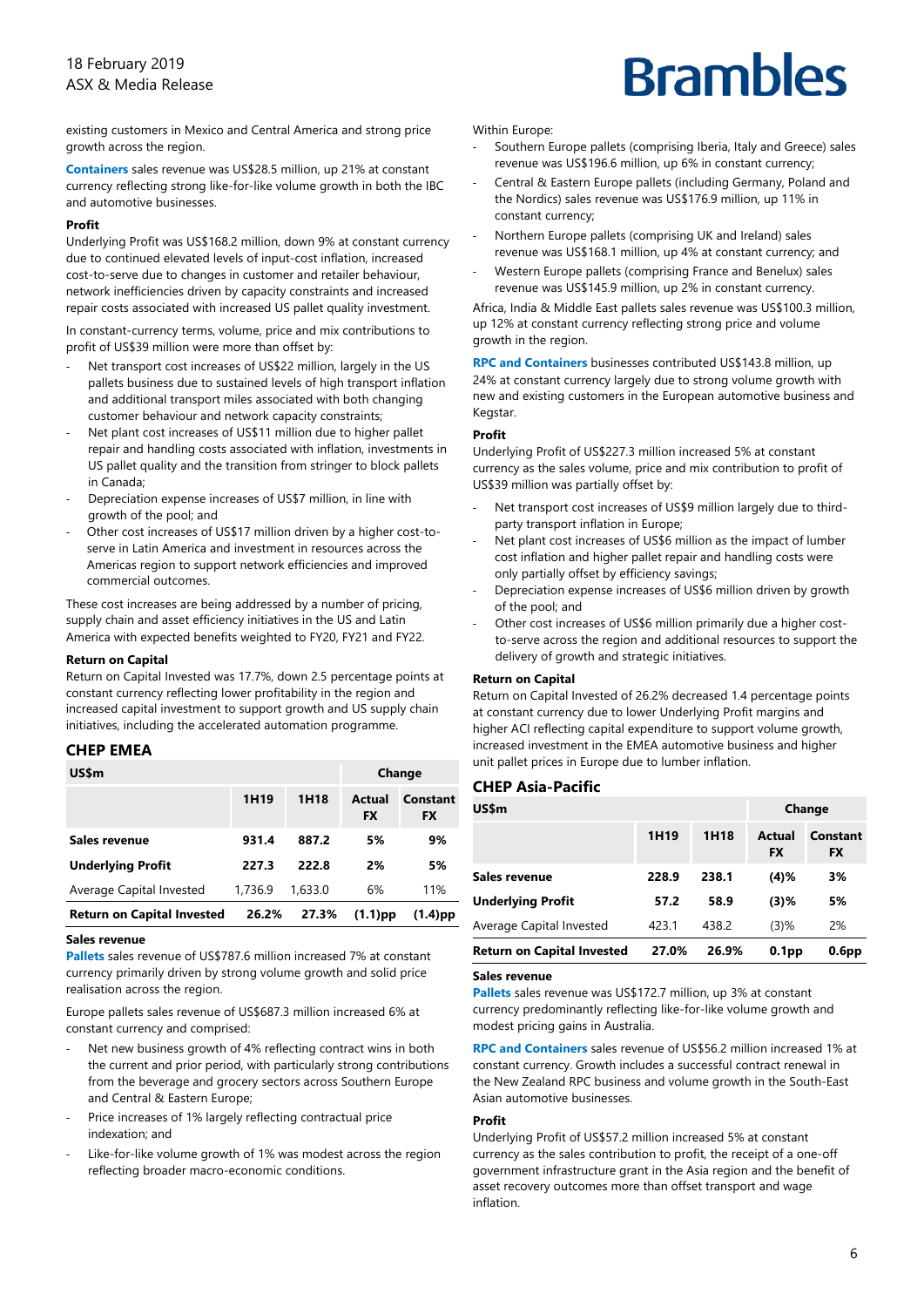existing customers in Mexico and Central America and strong price growth across the region.

**Containers** sales revenue was US$28.5 million, up 21% at constant currency reflecting strong like-for-like volume growth in both the IBC and automotive businesses.

**Profit**

Underlying Profit was US$168.2 million, down 9% at constant currency due to continued elevated levels of input-cost inflation, increased cost-to-serve due to changes in customer and retailer behaviour, network inefficiencies driven by capacity constraints and increased repair costs associated with increased US pallet quality investment.

In constant-currency terms, volume, price and mix contributions to profit of US$39 million were more than offset by:

- Net transport cost increases of US$22 million, largely in the US pallets business due to sustained levels of high transport inflation and additional transport miles associated with changing customer behaviour and network capacity constraints;
- Net plant cost increases of US$11 million due to higher pallet repair and handling costs associated with inflation, investments in US pallet quality and the transition from stringer to block pallets in Canada;
- Depreciation expense increases of US$7 million, in line with growth of the pool; and
- Other cost increases of US$17 million driven by a higher cost-to-serve in Latin America and investment in resources across the Americas region to support network efficiencies and improved commercial outcomes.

These cost increases are being addressed by a number of pricing, supply chain and asset efficiency initiatives in the US and Latin America with expected benefits weighted to FY20, FY21 and FY22.

**Return on Capital**

Return on Capital Invested was 17.7%, down 2.5 percentage points at constant currency reflecting lower profitability in the region and increased capital investment to support growth and US supply chain initiatives, including the accelerated automation programme.

## CHEP EMEA

| US$m | | | Change | |
|---|---|---|---|---|
| | **1H19** | **1H18** | **Actual FX** | **Constant FX** |
| **Sales revenue** | **931.4** | **887.2** | **5%** | **9%** |
| **Underlying Profit** | **227.3** | **222.8** | **2%** | **5%** |
| Average Capital Invested | 1,736.9 | 1,633.0 | 6% | 11% |
| **Return on Capital Invested** | **26.2%** | **27.3%** | **(1.1)pp** | **(1.4)pp** |

**Sales revenue**

**Pallets** sales revenue of US$787.6 million increased 7% at constant currency primarily driven by strong volume growth and solid price realisation across the region.

Europe pallets sales revenue of US$687.3 million increased 6% at constant currency and comprised:

- Net new business growth of 4% reflecting contract wins in both the current and prior period, with particularly strong contributions from the beverage and grocery sectors across Southern Europe and Central & Eastern Europe;
- Price increases of 1% largely reflecting contractual price indexation; and
- Like-for-like volume growth of 1% was modest across the region reflecting broader macro-economic conditions.

Within Europe:

- Southern Europe pallets (comprising Iberia, Italy and Greece) sales revenue was US$196.6 million, up 6% in constant currency;
- Central & Eastern Europe pallets (including Germany, Poland and the Nordics) sales revenue was US$176.9 million, up 11% in constant currency;
- Northern Europe pallets (comprising UK and Ireland) sales revenue was US$168.1 million, up 4% at constant currency; and
- Western Europe pallets (comprising France and Benelux) sales revenue was US$145.9 million, up 2% in constant currency.

Africa, India & Middle East pallets sales revenue was US$100.3 million, up 12% at constant currency reflecting strong price and volume growth in the region.

**RPC and Containers** businesses contributed US$143.8 million, up 24% at constant currency largely due to strong volume growth with new and existing customers in the European automotive business and Kegstar.

**Profit**

Underlying Profit of US$227.3 million increased 5% at constant currency as the sales volume, price and mix contribution to profit of US$39 million was partially offset by:

- Net transport cost increases of US$9 million largely due to third-party transport inflation in Europe;
- Net plant cost increases of US$6 million as the impact of lumber cost inflation and higher pallet repair and handling costs were only partially offset by efficiency savings;
- Depreciation expense increases of US$6 million driven by growth of the pool; and
- Other cost increases of US$6 million primarily due a higher cost-to-serve across the region and additional resources to support the delivery of growth and strategic initiatives.

**Return on Capital**

Return on Capital Invested of 26.2% decreased 1.4 percentage points at constant currency due to lower Underlying Profit margins and higher ACI reflecting capital expenditure to support volume growth, increased investment in the EMEA automotive business and higher unit pallet prices in Europe due to lumber inflation.

## CHEP Asia-Pacific

| US$m | | | Change | |
|---|---|---|---|---|
| | **1H19** | **1H18** | **Actual FX** | **Constant FX** |
| **Sales revenue** | **228.9** | **238.1** | **(4)%** | **3%** |
| **Underlying Profit** | **57.2** | **58.9** | **(3)%** | **5%** |
| Average Capital Invested | 423.1 | 438.2 | (3)% | 2% |
| **Return on Capital Invested** | **27.0%** | **26.9%** | **0.1pp** | **0.6pp** |

**Sales revenue**

**Pallets** sales revenue was US$172.7 million, up 3% at constant currency predominantly reflecting like-for-like volume growth and modest pricing gains in Australia.

**RPC and Containers** sales revenue of US$56.2 million increased 1% at constant currency. Growth includes a successful contract renewal in the New Zealand RPC business and volume growth in the South-East Asian automotive businesses.

**Profit**

Underlying Profit of US$57.2 million increased 5% at constant currency as the sales contribution to profit, the receipt of a one-off government infrastructure grant in the Asia region and the benefit of asset recovery outcomes more than offset transport and wage inflation.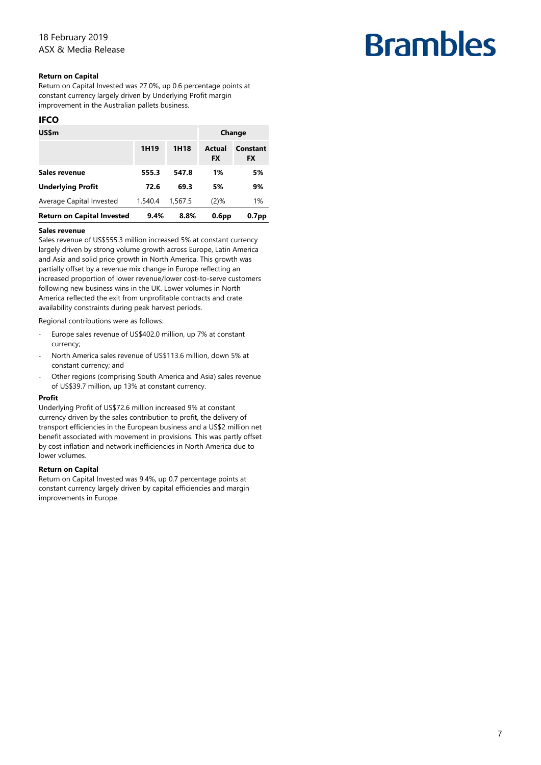**Return on Capital**

Return on Capital Invested was 27.0%, up 0.6 percentage points at constant currency largely driven by Underlying Profit margin improvement in the Australian pallets business.

## IFCO

| US$m | | | Change | |
|---|---|---|---|---|
| | 1H19 | 1H18 | Actual FX | Constant FX |
| **Sales revenue** | **555.3** | **547.8** | **1%** | **5%** |
| **Underlying Profit** | **72.6** | **69.3** | **5%** | **9%** |
| Average Capital Invested | 1,540.4 | 1,567.5 | (2)% | 1% |
| **Return on Capital Invested** | **9.4%** | **8.8%** | **0.6pp** | **0.7pp** |

**Sales revenue**

Sales revenue of US$555.3 million increased 5% at constant currency largely driven by strong volume growth across Europe, Latin America and Asia and solid price growth in North America. This growth was partially offset by a revenue mix change in Europe reflecting an increased proportion of lower revenue/lower cost-to-serve customers following new business wins in the UK. Lower volumes in North America reflected the exit from unprofitable contracts and crate availability constraints during peak harvest periods.

Regional contributions were as follows:

- Europe sales revenue of US$402.0 million, up 7% at constant currency;
- North America sales revenue of US$113.6 million, down 5% at constant currency; and
- Other regions (comprising South America and Asia) sales revenue of US$39.7 million, up 13% at constant currency.

**Profit**

Underlying Profit of US$72.6 million increased 9% at constant currency driven by the sales contribution to profit, the delivery of transport efficiencies in the European business and a US$2 million net benefit associated with movement in provisions. This was partly offset by cost inflation and network inefficiencies in North America due to lower volumes.

**Return on Capital**

Return on Capital Invested was 9.4%, up 0.7 percentage points at constant currency largely driven by capital efficiencies and margin improvements in Europe.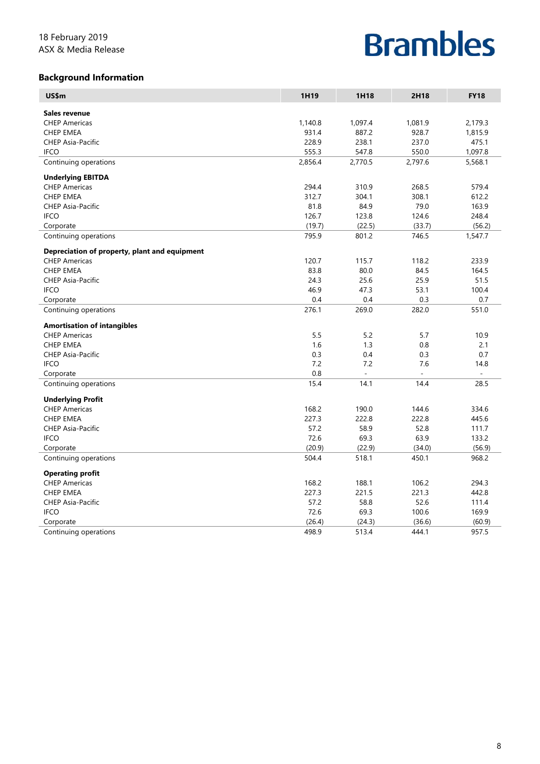18 February 2019
ASX & Media Release

## Background Information

| US$m | 1H19 | 1H18 | 2H18 | FY18 |
|---|---|---|---|---|
| **Sales revenue** | | | | |
| CHEP Americas | 1,140.8 | 1,097.4 | 1,081.9 | 2,179.3 |
| CHEP EMEA | 931.4 | 887.2 | 928.7 | 1,815.9 |
| CHEP Asia-Pacific | 228.9 | 238.1 | 237.0 | 475.1 |
| IFCO | 555.3 | 547.8 | 550.0 | 1,097.8 |
| Continuing operations | 2,856.4 | 2,770.5 | 2,797.6 | 5,568.1 |
| **Underlying EBITDA** | | | | |
| CHEP Americas | 294.4 | 310.9 | 268.5 | 579.4 |
| CHEP EMEA | 312.7 | 304.1 | 308.1 | 612.2 |
| CHEP Asia-Pacific | 81.8 | 84.9 | 79.0 | 163.9 |
| IFCO | 126.7 | 123.8 | 124.6 | 248.4 |
| Corporate | (19.7) | (22.5) | (33.7) | (56.2) |
| Continuing operations | 795.9 | 801.2 | 746.5 | 1,547.7 |
| **Depreciation of property, plant and equipment** | | | | |
| CHEP Americas | 120.7 | 115.7 | 118.2 | 233.9 |
| CHEP EMEA | 83.8 | 80.0 | 84.5 | 164.5 |
| CHEP Asia-Pacific | 24.3 | 25.6 | 25.9 | 51.5 |
| IFCO | 46.9 | 47.3 | 53.1 | 100.4 |
| Corporate | 0.4 | 0.4 | 0.3 | 0.7 |
| Continuing operations | 276.1 | 269.0 | 282.0 | 551.0 |
| **Amortisation of intangibles** | | | | |
| CHEP Americas | 5.5 | 5.2 | 5.7 | 10.9 |
| CHEP EMEA | 1.6 | 1.3 | 0.8 | 2.1 |
| CHEP Asia-Pacific | 0.3 | 0.4 | 0.3 | 0.7 |
| IFCO | 7.2 | 7.2 | 7.6 | 14.8 |
| Corporate | 0.8 | - | - | - |
| Continuing operations | 15.4 | 14.1 | 14.4 | 28.5 |
| **Underlying Profit** | | | | |
| CHEP Americas | 168.2 | 190.0 | 144.6 | 334.6 |
| CHEP EMEA | 227.3 | 222.8 | 222.8 | 445.6 |
| CHEP Asia-Pacific | 57.2 | 58.9 | 52.8 | 111.7 |
| IFCO | 72.6 | 69.3 | 63.9 | 133.2 |
| Corporate | (20.9) | (22.9) | (34.0) | (56.9) |
| Continuing operations | 504.4 | 518.1 | 450.1 | 968.2 |
| **Operating profit** | | | | |
| CHEP Americas | 168.2 | 188.1 | 106.2 | 294.3 |
| CHEP EMEA | 227.3 | 221.5 | 221.3 | 442.8 |
| CHEP Asia-Pacific | 57.2 | 58.8 | 52.6 | 111.4 |
| IFCO | 72.6 | 69.3 | 100.6 | 169.9 |
| Corporate | (26.4) | (24.3) | (36.6) | (60.9) |
| Continuing operations | 498.9 | 513.4 | 444.1 | 957.5 |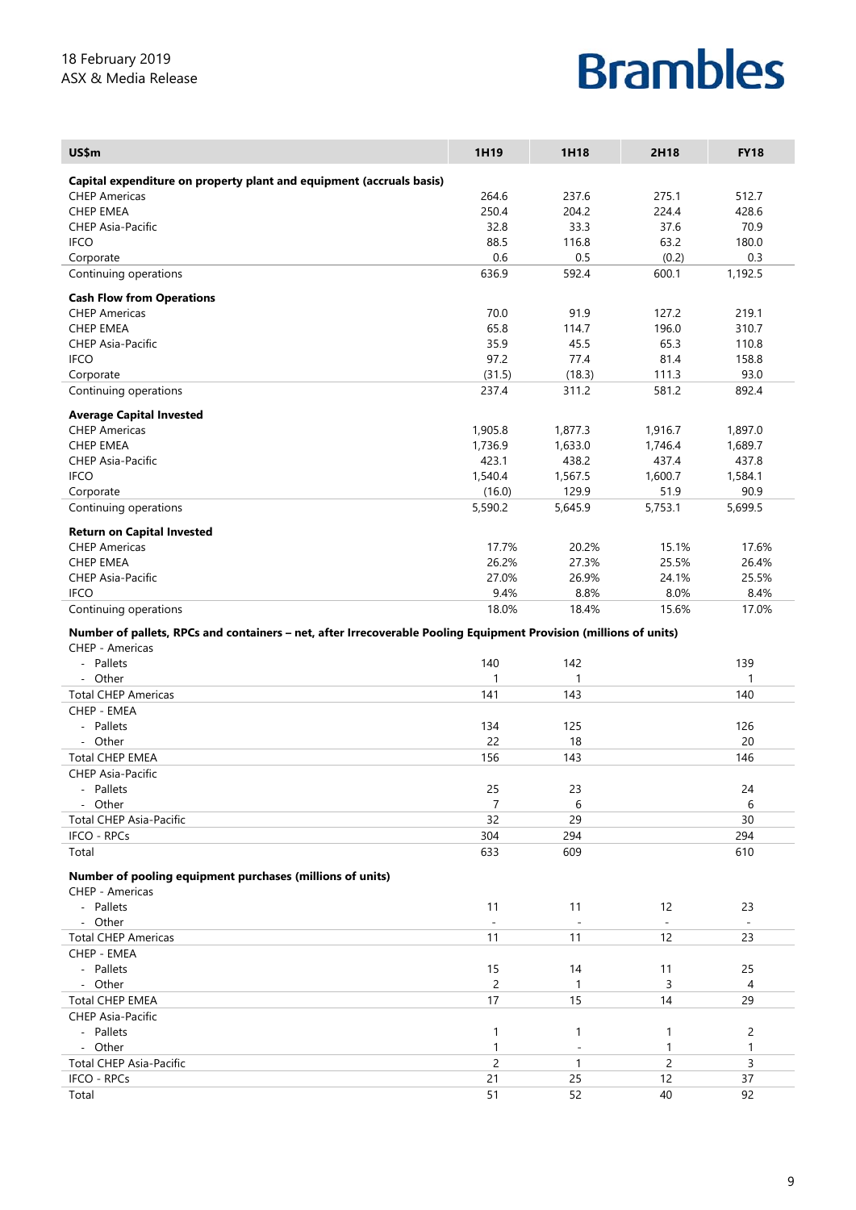| US$m | 1H19 | 1H18 | 2H18 | FY18 |
|---|---|---|---|---|
| **Capital expenditure on property plant and equipment (accruals basis)** | | | | |
| CHEP Americas | 264.6 | 237.6 | 275.1 | 512.7 |
| CHEP EMEA | 250.4 | 204.2 | 224.4 | 428.6 |
| CHEP Asia-Pacific | 32.8 | 33.3 | 37.6 | 70.9 |
| IFCO | 88.5 | 116.8 | 63.2 | 180.0 |
| Corporate | 0.6 | 0.5 | (0.2) | 0.3 |
| Continuing operations | 636.9 | 592.4 | 600.1 | 1,192.5 |
| **Cash Flow from Operations** | | | | |
| CHEP Americas | 70.0 | 91.9 | 127.2 | 219.1 |
| CHEP EMEA | 65.8 | 114.7 | 196.0 | 310.7 |
| CHEP Asia-Pacific | 35.9 | 45.5 | 65.3 | 110.8 |
| IFCO | 97.2 | 77.4 | 81.4 | 158.8 |
| Corporate | (31.5) | (18.3) | 111.3 | 93.0 |
| Continuing operations | 237.4 | 311.2 | 581.2 | 892.4 |
| **Average Capital Invested** | | | | |
| CHEP Americas | 1,905.8 | 1,877.3 | 1,916.7 | 1,897.0 |
| CHEP EMEA | 1,736.9 | 1,633.0 | 1,746.4 | 1,689.7 |
| CHEP Asia-Pacific | 423.1 | 438.2 | 437.4 | 437.8 |
| IFCO | 1,540.4 | 1,567.5 | 1,600.7 | 1,584.1 |
| Corporate | (16.0) | 129.9 | 51.9 | 90.9 |
| Continuing operations | 5,590.2 | 5,645.9 | 5,753.1 | 5,699.5 |
| **Return on Capital Invested** | | | | |
| CHEP Americas | 17.7% | 20.2% | 15.1% | 17.6% |
| CHEP EMEA | 26.2% | 27.3% | 25.5% | 26.4% |
| CHEP Asia-Pacific | 27.0% | 26.9% | 24.1% | 25.5% |
| IFCO | 9.4% | 8.8% | 8.0% | 8.4% |
| Continuing operations | 18.0% | 18.4% | 15.6% | 17.0% |
| **Number of pallets, RPCs and containers – net, after Irrecoverable Pooling Equipment Provision (millions of units)** | | | | |
| CHEP - Americas | | | | |
| - Pallets | 140 | 142 | | 139 |
| - Other | 1 | 1 | | 1 |
| Total CHEP Americas | 141 | 143 | | 140 |
| CHEP - EMEA | | | | |
| - Pallets | 134 | 125 | | 126 |
| - Other | 22 | 18 | | 20 |
| Total CHEP EMEA | 156 | 143 | | 146 |
| CHEP Asia-Pacific | | | | |
| - Pallets | 25 | 23 | | 24 |
| - Other | 7 | 6 | | 6 |
| Total CHEP Asia-Pacific | 32 | 29 | | 30 |
| IFCO - RPCs | 304 | 294 | | 294 |
| Total | 633 | 609 | | 610 |
| **Number of pooling equipment purchases (millions of units)** | | | | |
| CHEP - Americas | | | | |
| - Pallets | 11 | 11 | 12 | 23 |
| - Other | - | - | - | - |
| Total CHEP Americas | 11 | 11 | 12 | 23 |
| CHEP - EMEA | | | | |
| - Pallets | 15 | 14 | 11 | 25 |
| - Other | 2 | 1 | 3 | 4 |
| Total CHEP EMEA | 17 | 15 | 14 | 29 |
| CHEP Asia-Pacific | | | | |
| - Pallets | 1 | 1 | 1 | 2 |
| - Other | 1 | - | 1 | 1 |
| Total CHEP Asia-Pacific | 2 | 1 | 2 | 3 |
| IFCO - RPCs | 21 | 25 | 12 | 37 |
| Total | 51 | 52 | 40 | 92 |